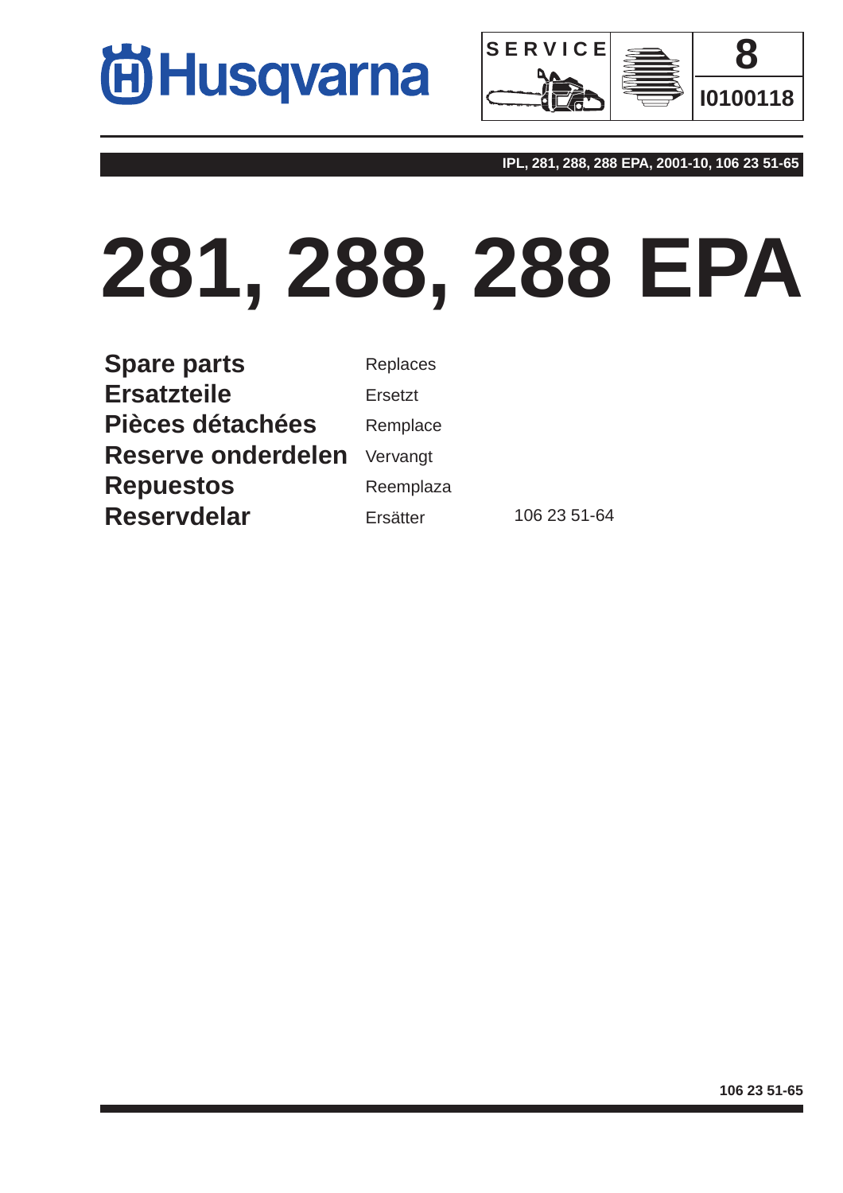Husqvarna

SERVICE

8

I0100118

IPL, 281, 288, 288 EPA, 2001-10, 106 23 51-65

# 281, 288, 288 EPA

| | | |
|---|---|---|
| **Spare parts** | Replaces | |
| **Ersatzteile** | Ersetzt | |
| **Pièces détachées** | Remplace | |
| **Reserve onderdelen** | Vervangt | |
| **Repuestos** | Reemplaza | |
| **Reservdelar** | Ersätter | 106 23 51-64 |

**106 23 51-65**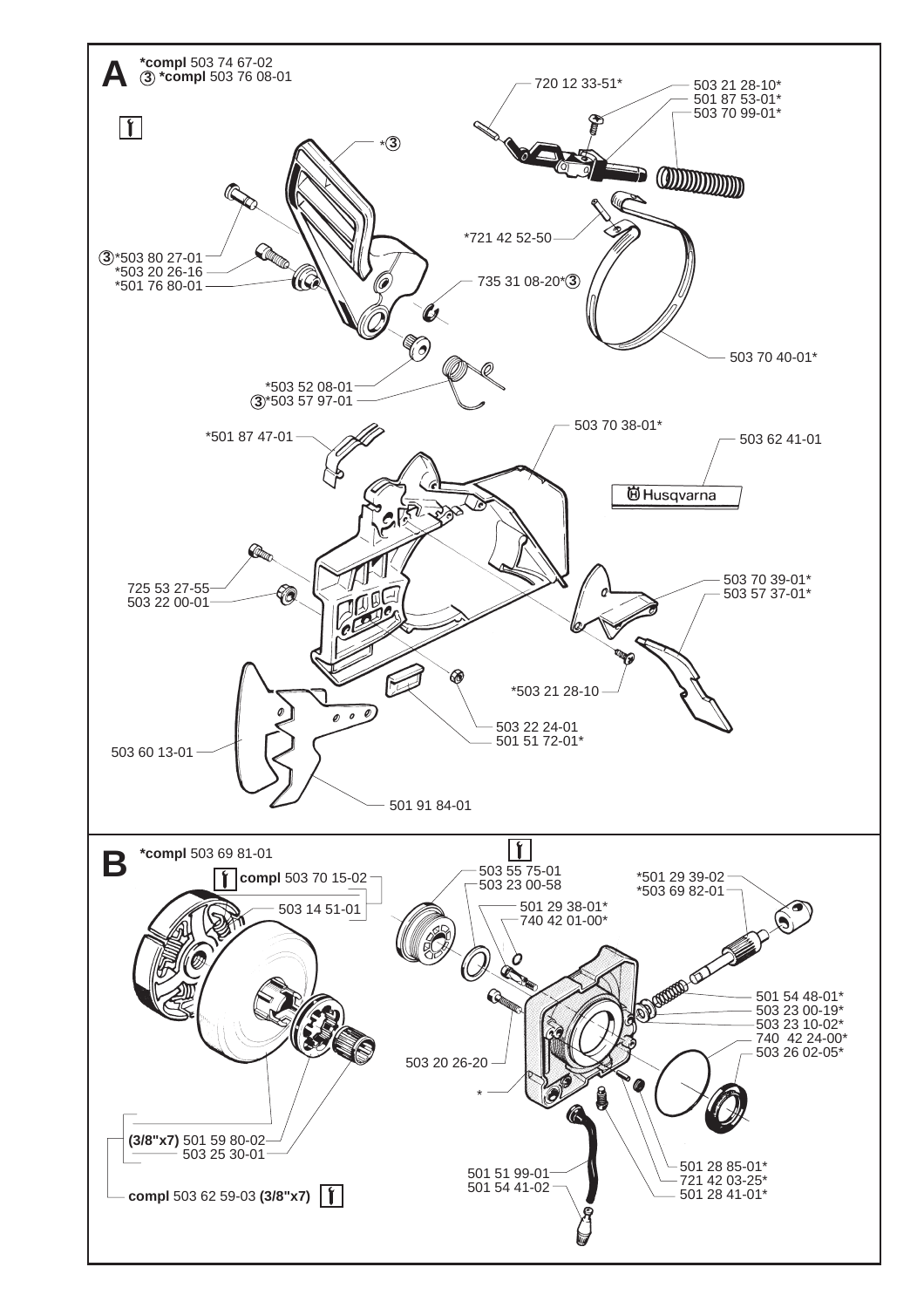## A

**\*compl** 503 74 67-02
③ **\*compl** 503 76 08-01

- \*③
- ③\*503 80 27-01
- \*503 20 26-16
- \*501 76 80-01
- 735 31 08-20\*③
- \*503 52 08-01
- ③\*503 57 97-01
- 720 12 33-51\*
- 503 21 28-10\*
- 501 87 53-01\*
- 503 70 99-01\*
- \*721 42 52-50
- 503 70 40-01\*
- \*501 87 47-01
- 503 70 38-01\*
- 503 62 41-01
- Husqvarna
- 725 53 27-55
- 503 22 00-01
- 503 70 39-01\*
- 503 57 37-01\*
- \*503 21 28-10
- 503 22 24-01
- 501 51 72-01\*
- 503 60 13-01
- 501 91 84-01

## B

**\*compl** 503 69 81-01

- **compl** 503 70 15-02
- 503 14 51-01
- **(3/8"x7)** 501 59 80-02
- 503 25 30-01
- **compl** 503 62 59-03 **(3/8"x7)**
- 503 55 75-01
- 503 23 00-58
- 501 29 38-01\*
- 740 42 01-00\*
- \*501 29 39-02
- \*503 69 82-01
- 501 54 48-01\*
- 503 23 00-19\*
- 503 23 10-02\*
- 740 42 24-00\*
- 503 26 02-05\*
- 503 20 26-20
- \*
- 501 51 99-01
- 501 54 41-02
- 501 28 85-01\*
- 721 42 03-25\*
- 501 28 41-01\*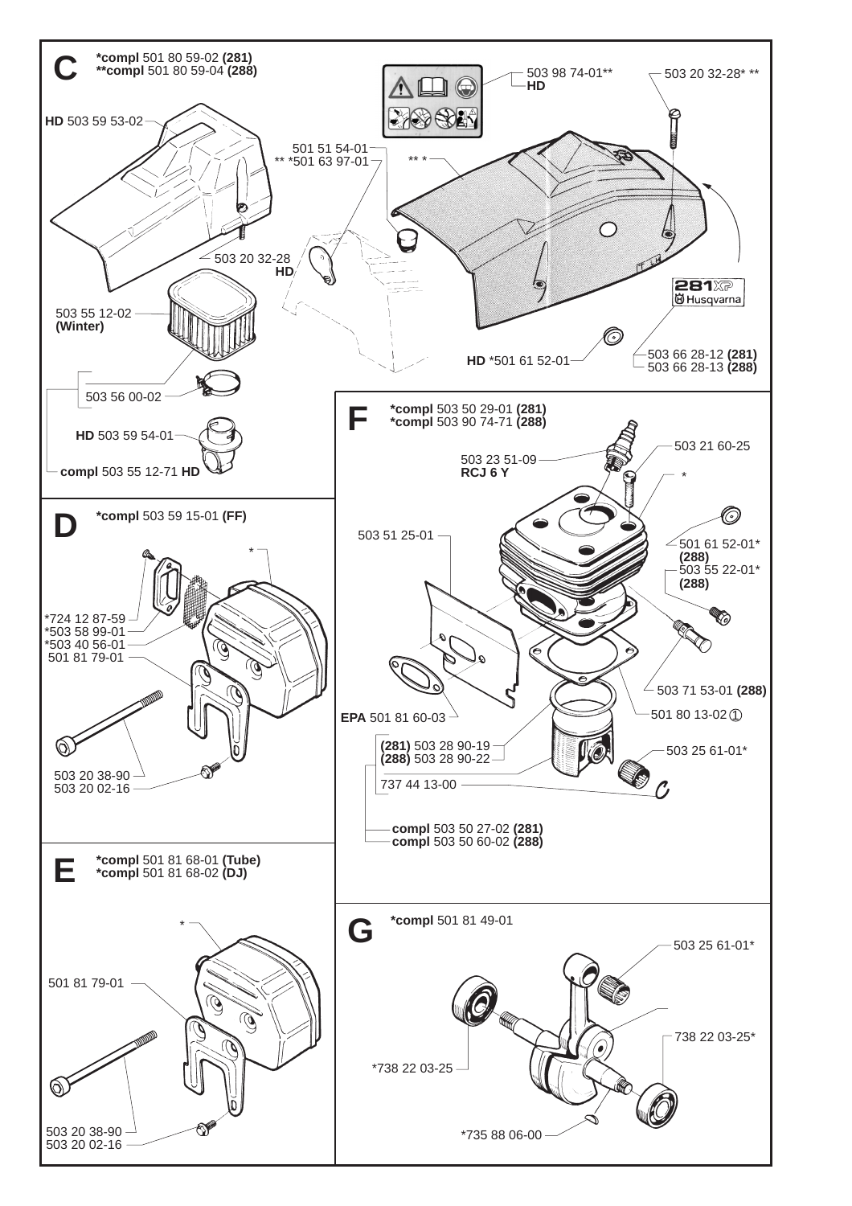## C

**\*compl** 501 80 59-02 **(281)**
**\*\*compl** 501 80 59-04 **(288)**

- **HD** 503 59 53-02
- 503 98 74-01** **HD**
- 503 20 32-28* **
- 501 51 54-01
- ** *501 63 97-01
- ** *
- 503 20 32-28 **HD**
- 503 55 12-02 **(Winter)**
- 503 56 00-02
- **HD** 503 59 54-01
- **compl** 503 55 12-71 **HD**
- **HD** *501 61 52-01
- 503 66 28-12 **(281)**
- 503 66 28-13 **(288)**

## D

**\*compl** 503 59 15-01 **(FF)**

- *
- *724 12 87-59
- *503 58 99-01
- *503 40 56-01
- 501 81 79-01
- 503 20 38-90
- 503 20 02-16

## E

**\*compl** 501 81 68-01 **(Tube)**
**\*compl** 501 81 68-02 **(DJ)**

- *
- 501 81 79-01
- 503 20 38-90
- 503 20 02-16

## F

**\*compl** 503 50 29-01 **(281)**
**\*compl** 503 90 74-71 **(288)**

- 503 23 51-09 **RCJ 6 Y**
- 503 21 60-25
- *
- 503 51 25-01
- 501 61 52-01* **(288)**
- 503 55 22-01* **(288)**
- 503 71 53-01 **(288)**
- **EPA** 501 81 60-03
- 501 80 13-02 ①
- **(281)** 503 28 90-19
- **(288)** 503 28 90-22
- 503 25 61-01*
- 737 44 13-00
- **compl** 503 50 27-02 **(281)**
- **compl** 503 50 60-02 **(288)**

## G

**\*compl** 501 81 49-01

- 503 25 61-01*
- 738 22 03-25*
- *738 22 03-25
- *735 88 06-00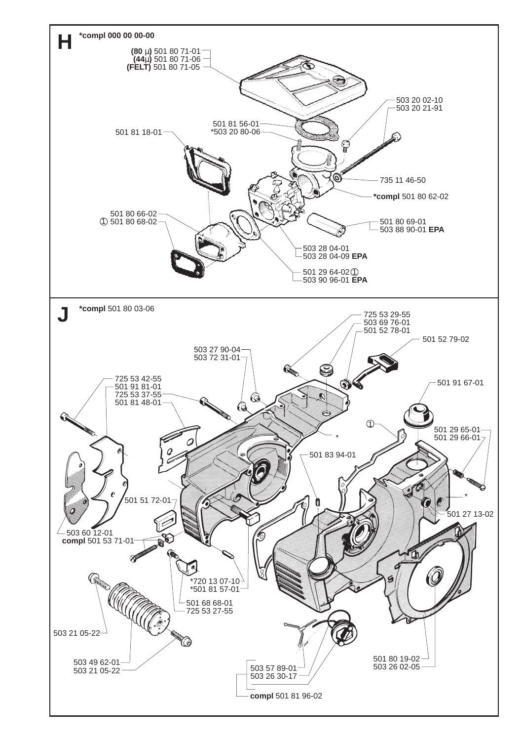# H

**\*compl 000 00 00-00**

**(80 µ)** 501 80 71-01
**(44µ)** 501 80 71-06
**(FELT)** 501 80 71-05

503 20 02-10
503 20 21-91

501 81 56-01
*503 20 80-06

501 81 18-01

735 11 46-50

**\*compl** 501 80 62-02

501 80 66-02
① 501 80 68-02

501 80 69-01
503 88 90-01 **EPA**

503 28 04-01
503 28 04-09 **EPA**

501 29 64-02①
503 90 96-01 **EPA**

# J

**\*compl** 501 80 03-06

725 53 29-55
503 69 76-01
501 52 78-01

501 52 79-02

503 27 90-04
503 72 31-01

725 53 42-55
501 91 81-01
725 53 37-55
501 81 48-01

501 91 67-01

①

501 29 65-01
501 29 66-01

*

501 83 94-01

*

501 51 72-01

501 27 13-02

503 60 12-01
**compl** 501 53 71-01

*720 13 07-10
*501 81 57-01

501 68 68-01
725 53 27-55

503 21 05-22

501 80 19-02
503 26 02-05

503 49 62-01
503 21 05-22

503 57 89-01
503 26 30-17

**compl** 501 81 96-02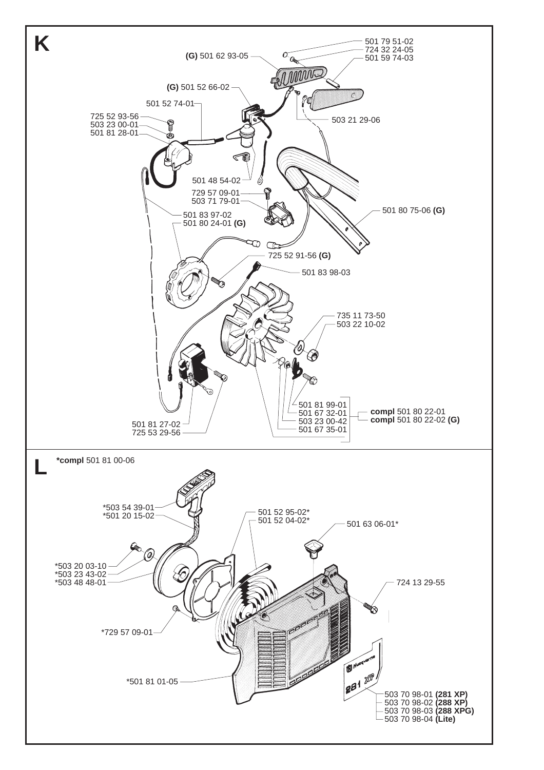# K

(G) 501 62 93-05

501 79 51-02

724 32 24-05

501 59 74-03

(G) 501 52 66-02

501 52 74-01

725 52 93-56

503 23 00-01

501 81 28-01

503 21 29-06

501 48 54-02

729 57 09-01

503 71 79-01

501 80 75-06 **(G)**

501 83 97-02

501 80 24-01 **(G)**

725 52 91-56 **(G)**

501 83 98-03

735 11 73-50

503 22 10-02

501 81 99-01

501 67 32-01

503 23 00-42

501 67 35-01

**compl** 501 80 22-01

**compl** 501 80 22-02 **(G)**

501 81 27-02

725 53 29-56

# L

**\*compl** 501 81 00-06

\*503 54 39-01

\*501 20 15-02

501 52 95-02*

501 52 04-02*

501 63 06-01*

\*503 20 03-10

\*503 23 43-02

\*503 48 48-01

724 13 29-55

\*729 57 09-01

\*501 81 01-05

503 70 98-01 **(281 XP)**

503 70 98-02 **(288 XP)**

503 70 98-03 **(288 XPG)**

503 70 98-04 **(Lite)**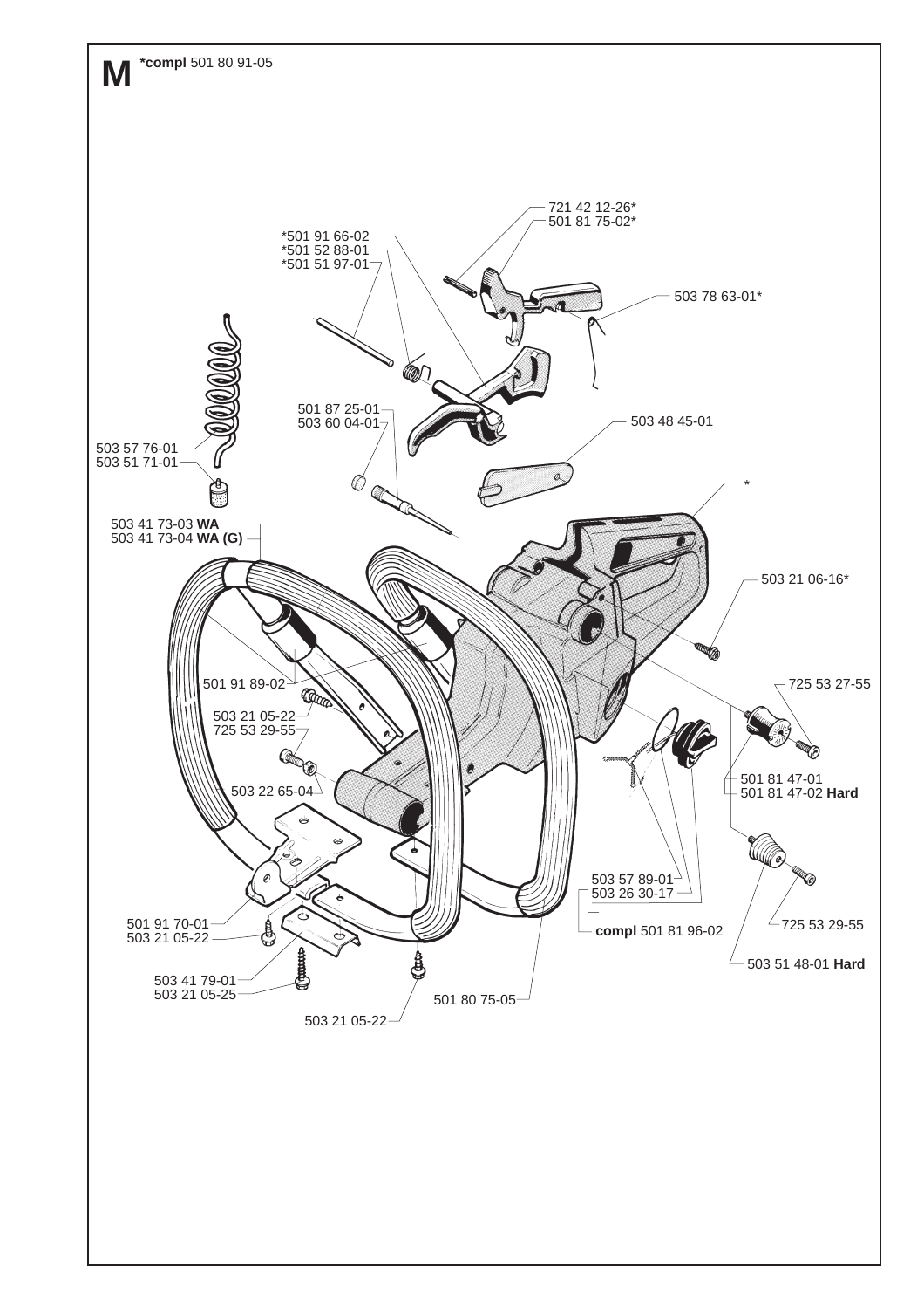# M **\*compl** 501 80 91-05

- 721 42 12-26*
- 501 81 75-02*
- *501 91 66-02
- *501 52 88-01
- *501 51 97-01
- 503 78 63-01*
- 501 87 25-01
- 503 60 04-01
- 503 48 45-01
- 503 57 76-01
- 503 51 71-01
- *
- 503 41 73-03 **WA**
- 503 41 73-04 **WA (G)**
- 503 21 06-16*
- 501 91 89-02
- 725 53 27-55
- 503 21 05-22
- 725 53 29-55
- 501 81 47-01
- 501 81 47-02 **Hard**
- 503 22 65-04
- 503 57 89-01
- 503 26 30-17
- **compl** 501 81 96-02
- 725 53 29-55
- 501 91 70-01
- 503 21 05-22
- 503 51 48-01 **Hard**
- 503 41 79-01
- 503 21 05-25
- 501 80 75-05
- 503 21 05-22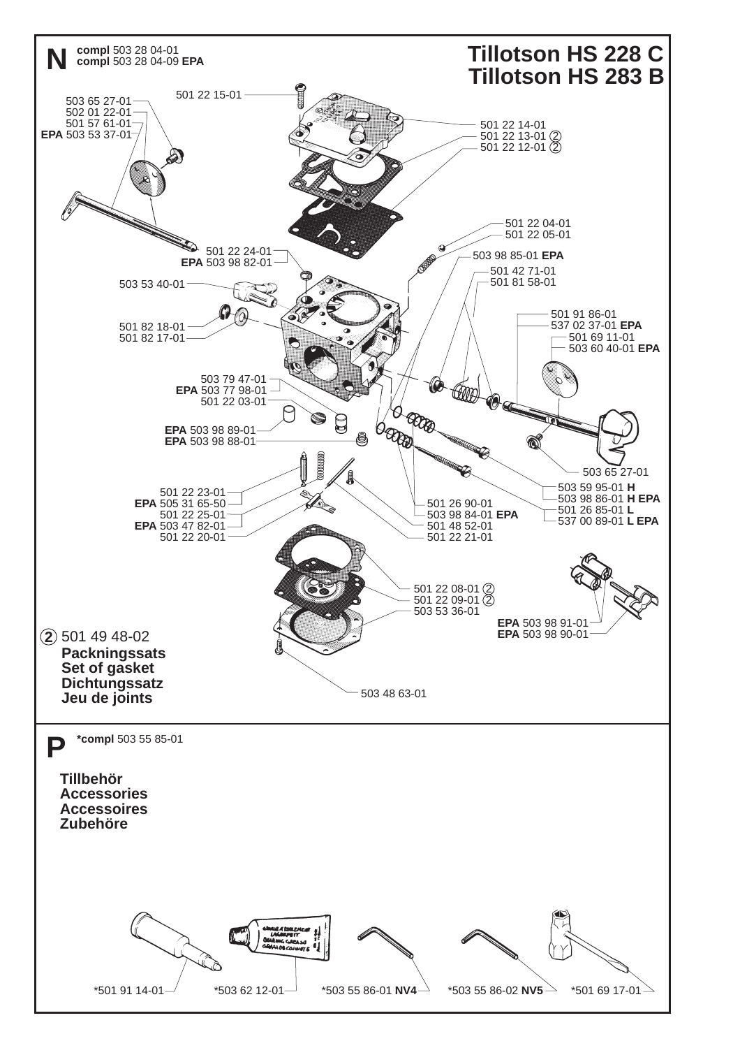# N

**compl** 503 28 04-01
**compl** 503 28 04-09 **EPA**

## Tillotson HS 228 C
## Tillotson HS 283 B

501 22 15-01

503 65 27-01
502 01 22-01
501 57 61-01
**EPA** 503 53 37-01

501 22 14-01
501 22 13-01 ②
501 22 12-01 ②

501 22 04-01
501 22 05-01

501 22 24-01
**EPA** 503 98 82-01

503 98 85-01 **EPA**

501 42 71-01
501 81 58-01

503 53 40-01

501 91 86-01
537 02 37-01 **EPA**
501 69 11-01
503 60 40-01 **EPA**

501 82 18-01
501 82 17-01

503 79 47-01
**EPA** 503 77 98-01
501 22 03-01

**EPA** 503 98 89-01
**EPA** 503 98 88-01

503 65 27-01

503 59 95-01 **H**
503 98 86-01 **H EPA**
501 26 85-01 **L**
537 00 89-01 **L EPA**

501 22 23-01
**EPA** 505 31 65-50
501 22 25-01
**EPA** 503 47 82-01
501 22 20-01

501 26 90-01
503 98 84-01 **EPA**
501 48 52-01
501 22 21-01

501 22 08-01 ②
501 22 09-01 ②
503 53 36-01

**EPA** 503 98 91-01
**EPA** 503 98 90-01

② 501 49 48-02
**Packningssats**
**Set of gasket**
**Dichtungssatz**
**Jeu de joints**

503 48 63-01

# P

**\*compl** 503 55 85-01

**Tillbehör**
**Accessories**
**Accessoires**
**Zubehöre**

\*501 91 14-01
\*503 62 12-01
\*503 55 86-01 **NV4**
\*503 55 86-02 **NV5**
\*501 69 17-01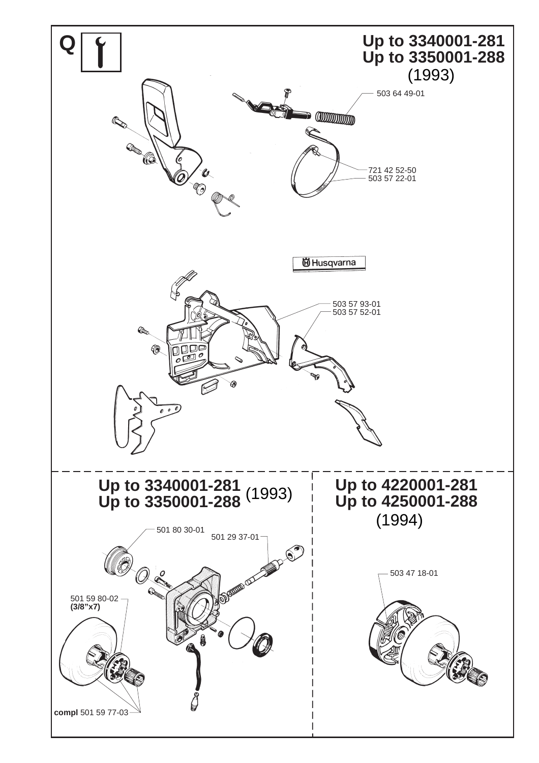**Q**

## Up to 3340001-281
## Up to 3350001-288
(1993)

503 64 49-01

721 42 52-50
503 57 22-01

Husqvarna

503 57 93-01
503 57 52-01

## Up to 3340001-281
## Up to 3350001-288 (1993)

501 80 30-01

501 29 37-01

501 59 80-02
**(3/8"x7)**

**compl** 501 59 77-03

## Up to 4220001-281
## Up to 4250001-288
(1994)

503 47 18-01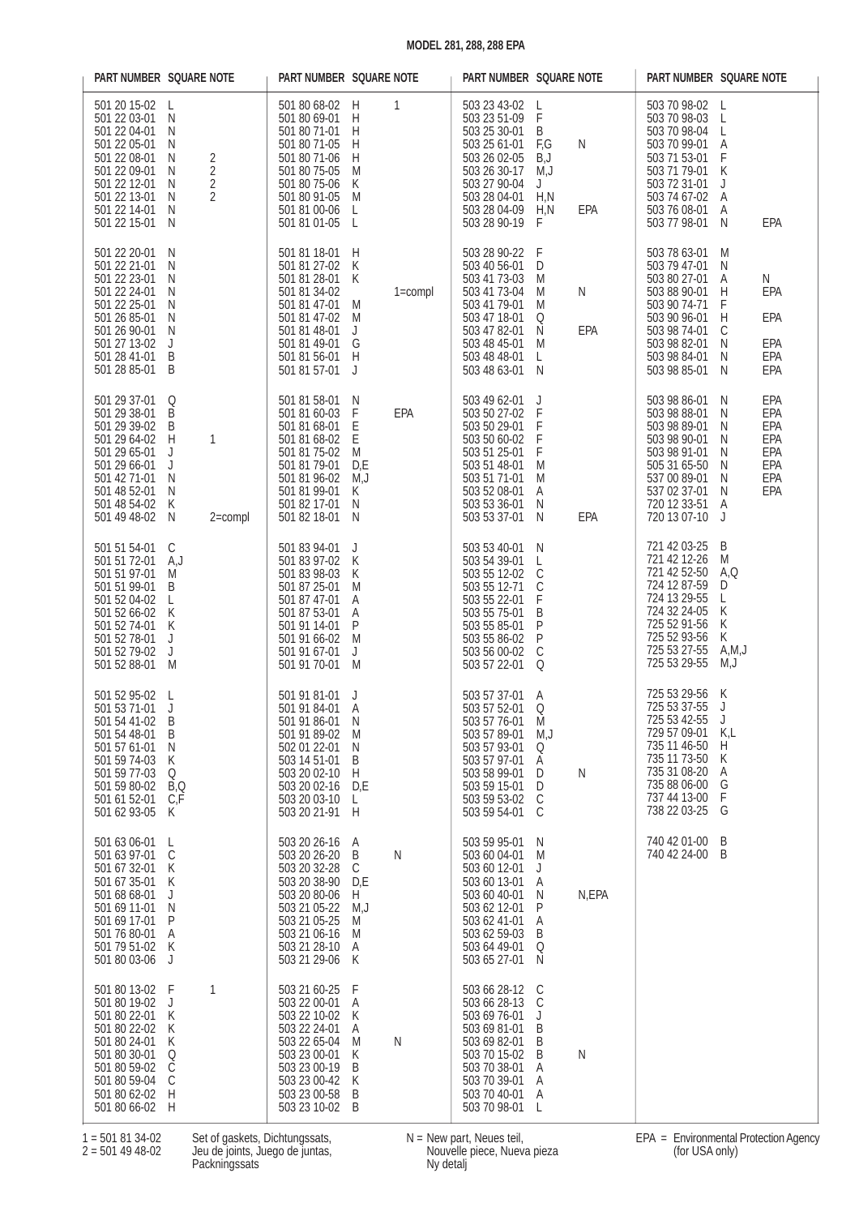## MODEL 281, 288, 288 EPA

| PART NUMBER | SQUARE | NOTE | PART NUMBER | SQUARE | NOTE | PART NUMBER | SQUARE | NOTE | PART NUMBER | SQUARE | NOTE |
|---|---|---|---|---|---|---|---|---|---|---|---|
| 501 20 15-02 | L | | 501 80 68-02 | H | 1 | 503 23 43-02 | L | | 503 70 98-02 | L | |
| 501 22 03-01 | N | | 501 80 69-01 | H | | 503 23 51-09 | F | | 503 70 98-03 | L | |
| 501 22 04-01 | N | | 501 80 71-01 | H | | 503 25 30-01 | B | | 503 70 98-04 | L | |
| 501 22 05-01 | N | | 501 80 71-05 | H | | 503 25 61-01 | F,G | N | 503 70 99-01 | A | |
| 501 22 08-01 | N | 2 | 501 80 71-06 | H | | 503 26 02-05 | B,J | | 503 71 53-01 | F | |
| 501 22 09-01 | N | 2 | 501 80 75-05 | M | | 503 26 30-17 | M,J | | 503 71 79-01 | K | |
| 501 22 12-01 | N | 2 | 501 80 75-06 | K | | 503 27 90-04 | J | | 503 72 31-01 | J | |
| 501 22 13-01 | N | 2 | 501 80 91-05 | M | | 503 28 04-01 | H,N | | 503 74 67-02 | A | |
| 501 22 14-01 | N | | 501 81 00-06 | L | | 503 28 04-09 | H,N | EPA | 503 76 08-01 | A | |
| 501 22 15-01 | N | | 501 81 01-05 | L | | 503 28 90-19 | F | | 503 77 98-01 | N | EPA |
| 501 22 20-01 | N | | 501 81 18-01 | H | | 503 28 90-22 | F | | 503 78 63-01 | M | |
| 501 22 21-01 | N | | 501 81 27-02 | K | | 503 40 56-01 | D | | 503 79 47-01 | N | |
| 501 22 23-01 | N | | 501 81 28-01 | K | | 503 41 73-03 | M | | 503 80 27-01 | A | N |
| 501 22 24-01 | N | | 501 81 34-02 | | 1=compl | 503 41 73-04 | M | N | 503 88 90-01 | H | EPA |
| 501 22 25-01 | N | | 501 81 47-01 | M | | 503 41 79-01 | M | | 503 90 74-71 | F | |
| 501 26 85-01 | N | | 501 81 47-02 | M | | 503 47 18-01 | Q | | 503 90 96-01 | H | EPA |
| 501 26 90-01 | N | | 501 81 48-01 | J | | 503 47 82-01 | N | EPA | 503 98 74-01 | C | |
| 501 27 13-02 | J | | 501 81 49-01 | G | | 503 48 45-01 | M | | 503 98 82-01 | N | EPA |
| 501 28 41-01 | B | | 501 81 56-01 | H | | 503 48 48-01 | L | | 503 98 84-01 | N | EPA |
| 501 28 85-01 | B | | 501 81 57-01 | J | | 503 48 63-01 | N | | 503 98 85-01 | N | EPA |
| 501 29 37-01 | Q | | 501 81 58-01 | N | | 503 49 62-01 | J | | 503 98 86-01 | N | EPA |
| 501 29 38-01 | B | | 501 81 60-03 | F | EPA | 503 50 27-02 | F | | 503 98 88-01 | N | EPA |
| 501 29 39-02 | B | | 501 81 68-01 | E | | 503 50 29-01 | F | | 503 98 89-01 | N | EPA |
| 501 29 64-02 | H | 1 | 501 81 68-02 | E | | 503 50 60-02 | F | | 503 98 90-01 | N | EPA |
| 501 29 65-01 | J | | 501 81 75-02 | M | | 503 51 25-01 | F | | 503 98 91-01 | N | EPA |
| 501 29 66-01 | J | | 501 81 79-01 | D,E | | 503 51 48-01 | M | | 505 31 65-50 | N | EPA |
| 501 42 71-01 | N | | 501 81 96-02 | M,J | | 503 51 71-01 | M | | 537 00 89-01 | N | EPA |
| 501 48 52-01 | N | | 501 81 99-01 | K | | 503 52 08-01 | A | | 537 02 37-01 | N | EPA |
| 501 48 54-02 | K | | 501 82 17-01 | N | | 503 53 36-01 | N | | 720 12 33-51 | A | |
| 501 49 48-02 | N | 2=compl | 501 82 18-01 | N | | 503 53 37-01 | N | EPA | 720 13 07-10 | J | |
| 501 51 54-01 | C | | 501 83 94-01 | J | | 503 53 40-01 | N | | 721 42 03-25 | B | |
| 501 51 72-01 | A,J | | 501 83 97-02 | K | | 503 54 39-01 | L | | 721 42 12-26 | M | |
| 501 51 97-01 | M | | 501 83 98-03 | K | | 503 55 12-02 | C | | 721 42 52-50 | A,Q | |
| 501 51 99-01 | B | | 501 87 25-01 | M | | 503 55 12-71 | C | | 724 12 87-59 | D | |
| 501 52 04-02 | L | | 501 87 47-01 | A | | 503 55 22-01 | F | | 724 13 29-55 | L | |
| 501 52 66-02 | K | | 501 87 53-01 | A | | 503 55 75-01 | B | | 724 32 24-05 | K | |
| 501 52 74-01 | K | | 501 91 14-01 | P | | 503 55 85-01 | P | | 725 52 91-56 | K | |
| 501 52 78-01 | J | | 501 91 66-02 | M | | 503 55 86-02 | P | | 725 52 93-56 | K | |
| 501 52 79-02 | J | | 501 91 67-01 | J | | 503 56 00-02 | C | | 725 53 27-55 | A,M,J | |
| 501 52 88-01 | M | | 501 91 70-01 | M | | 503 57 22-01 | Q | | 725 53 29-55 | M,J | |
| 501 52 95-02 | L | | 501 91 81-01 | J | | 503 57 37-01 | A | | 725 53 29-56 | K | |
| 501 53 71-01 | J | | 501 91 84-01 | A | | 503 57 52-01 | Q | | 725 53 37-55 | J | |
| 501 54 41-02 | B | | 501 91 86-01 | N | | 503 57 76-01 | M | | 725 53 42-55 | J | |
| 501 54 48-01 | B | | 501 91 89-02 | M | | 503 57 89-01 | M,J | | 729 57 09-01 | K,L | |
| 501 57 61-01 | N | | 502 01 22-01 | N | | 503 57 93-01 | Q | | 735 11 46-50 | H | |
| 501 59 74-03 | K | | 503 14 51-01 | B | | 503 57 97-01 | A | | 735 11 73-50 | K | |
| 501 59 77-03 | Q | | 503 20 02-10 | H | | 503 58 99-01 | D | N | 735 31 08-20 | A | |
| 501 59 80-02 | B,Q | | 503 20 02-16 | D,E | | 503 59 15-01 | D | | 735 88 06-00 | G | |
| 501 61 52-01 | C,F | | 503 20 03-10 | L | | 503 59 53-02 | C | | 737 44 13-00 | F | |
| 501 62 93-05 | K | | 503 20 21-91 | H | | 503 59 54-01 | C | | 738 22 03-25 | G | |
| 501 63 06-01 | L | | 503 20 26-16 | A | | 503 59 95-01 | N | | 740 42 01-00 | B | |
| 501 63 97-01 | C | | 503 20 26-20 | B | N | 503 60 04-01 | M | | 740 42 24-00 | B | |
| 501 67 32-01 | K | | 503 20 32-28 | C | | 503 60 12-01 | J | | | | |
| 501 67 35-01 | K | | 503 20 38-90 | D,E | | 503 60 13-01 | A | | | | |
| 501 68 68-01 | J | | 503 20 80-06 | H | | 503 60 40-01 | N | N,EPA | | | |
| 501 69 11-01 | N | | 503 21 05-22 | M,J | | 503 62 12-01 | P | | | | |
| 501 69 17-01 | P | | 503 21 05-25 | M | | 503 62 41-01 | A | | | | |
| 501 76 80-01 | A | | 503 21 06-16 | M | | 503 62 59-03 | B | | | | |
| 501 79 51-02 | K | | 503 21 28-10 | A | | 503 64 49-01 | Q | | | | |
| 501 80 03-06 | J | | 503 21 29-06 | K | | 503 65 27-01 | N | | | | |
| 501 80 13-02 | F | 1 | 503 21 60-25 | F | | 503 66 28-12 | C | | | | |
| 501 80 19-02 | J | | 503 22 00-01 | A | | 503 66 28-13 | C | | | | |
| 501 80 22-01 | K | | 503 22 10-02 | K | | 503 69 76-01 | J | | | | |
| 501 80 22-02 | K | | 503 22 24-01 | A | | 503 69 81-01 | B | | | | |
| 501 80 24-01 | K | | 503 22 65-04 | M | N | 503 69 82-01 | B | | | | |
| 501 80 30-01 | Q | | 503 23 00-01 | K | | 503 70 15-02 | B | N | | | |
| 501 80 59-02 | C | | 503 23 00-19 | B | | 503 70 38-01 | A | | | | |
| 501 80 59-04 | C | | 503 23 00-42 | K | | 503 70 39-01 | A | | | | |
| 501 80 62-02 | H | | 503 23 00-58 | B | | 503 70 40-01 | A | | | | |
| 501 80 66-02 | H | | 503 23 10-02 | B | | 503 70 98-01 | L | | | | |

1 = 501 81 34-02
2 = 501 49 48-02

Set of gaskets, Dichtungssats, Jeu de joints, Juego de juntas, Packningssats

N = New part, Neues teil, Nouvelle piece, Nueva pieza Ny detalj

EPA = Environmental Protection Agency (for USA only)